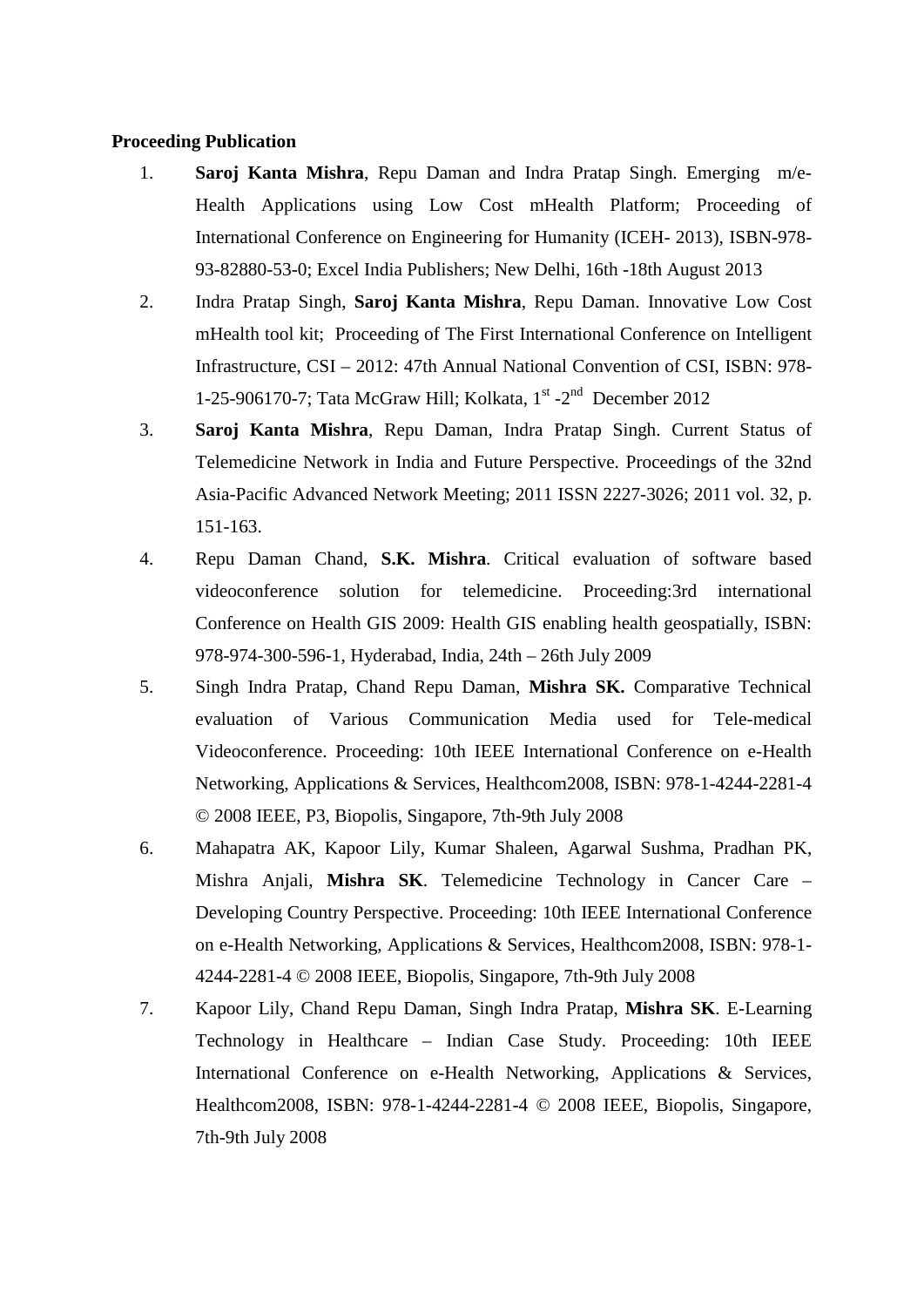**Proceeding Publication**

1. **Saroj Kanta Mishra**, Repu Daman and Indra Pratap Singh. Emerging m/e-Health Applications using Low Cost mHealth Platform; Proceeding of International Conference on Engineering for Humanity (ICEH- 2013), ISBN-978-93-82880-53-0; Excel India Publishers; New Delhi, 16th -18th August 2013
2. Indra Pratap Singh, **Saroj Kanta Mishra**, Repu Daman. Innovative Low Cost mHealth tool kit; Proceeding of The First International Conference on Intelligent Infrastructure, CSI – 2012: 47th Annual National Convention of CSI, ISBN: 978-1-25-906170-7; Tata McGraw Hill; Kolkata, 1st -2nd December 2012
3. **Saroj Kanta Mishra**, Repu Daman, Indra Pratap Singh. Current Status of Telemedicine Network in India and Future Perspective. Proceedings of the 32nd Asia-Pacific Advanced Network Meeting; 2011 ISSN 2227-3026; 2011 vol. 32, p. 151-163.
4. Repu Daman Chand, **S.K. Mishra**. Critical evaluation of software based videoconference solution for telemedicine. Proceeding:3rd international Conference on Health GIS 2009: Health GIS enabling health geospatially, ISBN: 978-974-300-596-1, Hyderabad, India, 24th – 26th July 2009
5. Singh Indra Pratap, Chand Repu Daman, **Mishra SK.** Comparative Technical evaluation of Various Communication Media used for Tele-medical Videoconference. Proceeding: 10th IEEE International Conference on e-Health Networking, Applications & Services, Healthcom2008, ISBN: 978-1-4244-2281-4 © 2008 IEEE, P3, Biopolis, Singapore, 7th-9th July 2008
6. Mahapatra AK, Kapoor Lily, Kumar Shaleen, Agarwal Sushma, Pradhan PK, Mishra Anjali, **Mishra SK**. Telemedicine Technology in Cancer Care – Developing Country Perspective. Proceeding: 10th IEEE International Conference on e-Health Networking, Applications & Services, Healthcom2008, ISBN: 978-1-4244-2281-4 © 2008 IEEE, Biopolis, Singapore, 7th-9th July 2008
7. Kapoor Lily, Chand Repu Daman, Singh Indra Pratap, **Mishra SK**. E-Learning Technology in Healthcare – Indian Case Study. Proceeding: 10th IEEE International Conference on e-Health Networking, Applications & Services, Healthcom2008, ISBN: 978-1-4244-2281-4 © 2008 IEEE, Biopolis, Singapore, 7th-9th July 2008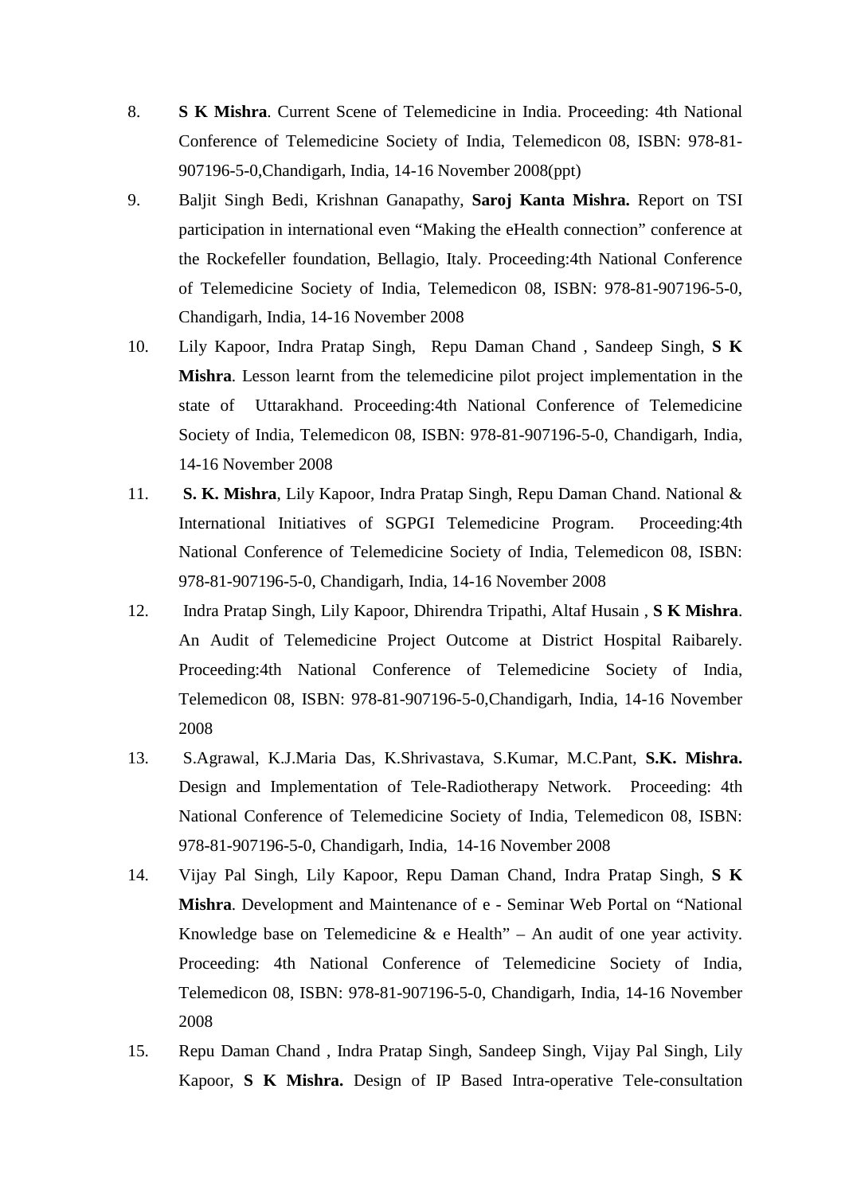8. **S K Mishra**. Current Scene of Telemedicine in India. Proceeding: 4th National Conference of Telemedicine Society of India, Telemedicon 08, ISBN: 978-81-907196-5-0,Chandigarh, India, 14-16 November 2008(ppt)
9. Baljit Singh Bedi, Krishnan Ganapathy, **Saroj Kanta Mishra.** Report on TSI participation in international even "Making the eHealth connection" conference at the Rockefeller foundation, Bellagio, Italy. Proceeding:4th National Conference of Telemedicine Society of India, Telemedicon 08, ISBN: 978-81-907196-5-0, Chandigarh, India, 14-16 November 2008
10. Lily Kapoor, Indra Pratap Singh, Repu Daman Chand , Sandeep Singh, **S K Mishra**. Lesson learnt from the telemedicine pilot project implementation in the state of Uttarakhand. Proceeding:4th National Conference of Telemedicine Society of India, Telemedicon 08, ISBN: 978-81-907196-5-0, Chandigarh, India, 14-16 November 2008
11. **S. K. Mishra**, Lily Kapoor, Indra Pratap Singh, Repu Daman Chand. National & International Initiatives of SGPGI Telemedicine Program. Proceeding:4th National Conference of Telemedicine Society of India, Telemedicon 08, ISBN: 978-81-907196-5-0, Chandigarh, India, 14-16 November 2008
12. Indra Pratap Singh, Lily Kapoor, Dhirendra Tripathi, Altaf Husain , **S K Mishra**. An Audit of Telemedicine Project Outcome at District Hospital Raibarely. Proceeding:4th National Conference of Telemedicine Society of India, Telemedicon 08, ISBN: 978-81-907196-5-0,Chandigarh, India, 14-16 November 2008
13. S.Agrawal, K.J.Maria Das, K.Shrivastava, S.Kumar, M.C.Pant, **S.K. Mishra.** Design and Implementation of Tele-Radiotherapy Network. Proceeding: 4th National Conference of Telemedicine Society of India, Telemedicon 08, ISBN: 978-81-907196-5-0, Chandigarh, India, 14-16 November 2008
14. Vijay Pal Singh, Lily Kapoor, Repu Daman Chand, Indra Pratap Singh, **S K Mishra**. Development and Maintenance of e - Seminar Web Portal on "National Knowledge base on Telemedicine & e Health" – An audit of one year activity. Proceeding: 4th National Conference of Telemedicine Society of India, Telemedicon 08, ISBN: 978-81-907196-5-0, Chandigarh, India, 14-16 November 2008
15. Repu Daman Chand , Indra Pratap Singh, Sandeep Singh, Vijay Pal Singh, Lily Kapoor, **S K Mishra.** Design of IP Based Intra-operative Tele-consultation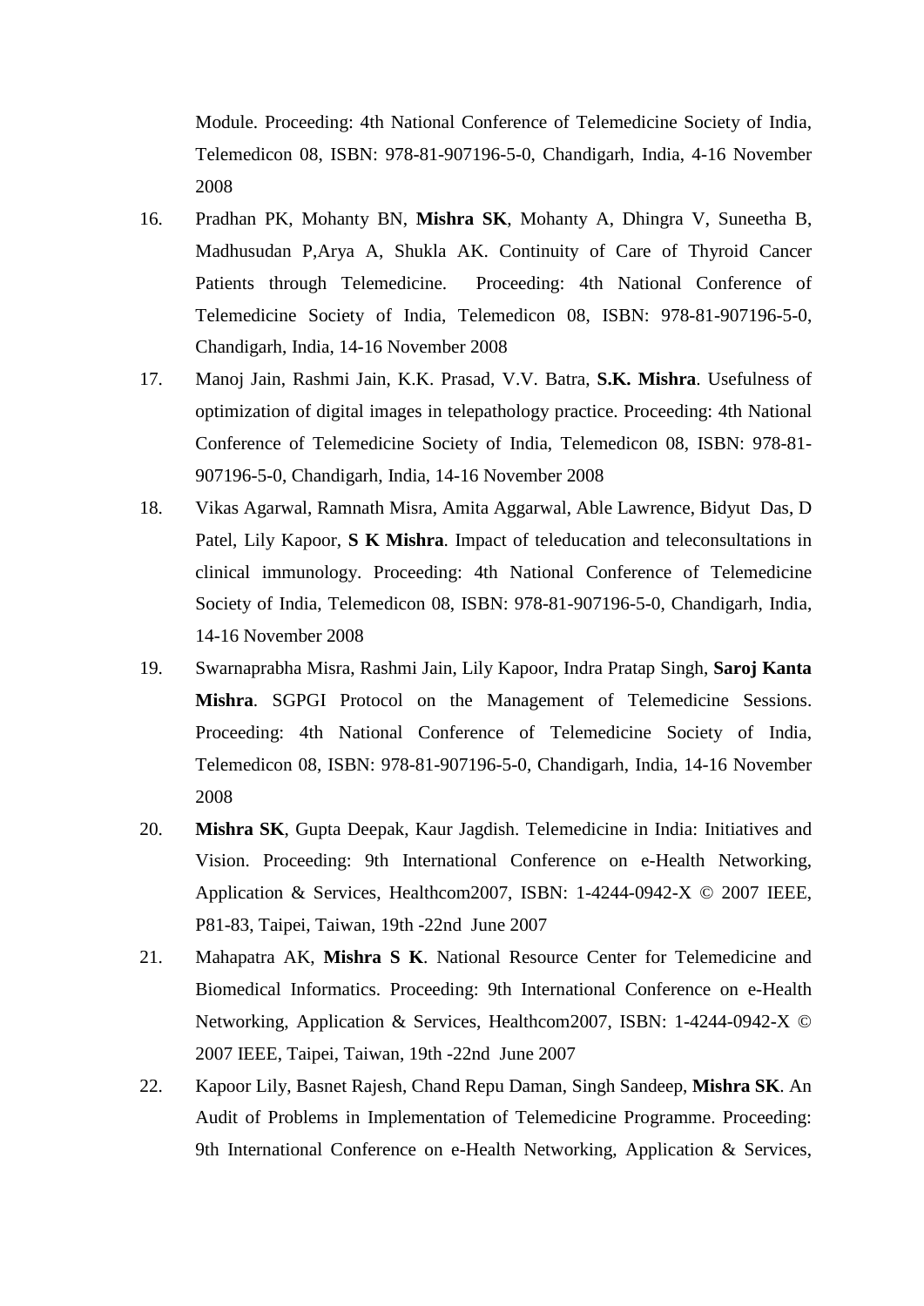Module. Proceeding: 4th National Conference of Telemedicine Society of India, Telemedicon 08, ISBN: 978-81-907196-5-0, Chandigarh, India, 4-16 November 2008

16. Pradhan PK, Mohanty BN, **Mishra SK**, Mohanty A, Dhingra V, Suneetha B, Madhusudan P,Arya A, Shukla AK. Continuity of Care of Thyroid Cancer Patients through Telemedicine. Proceeding: 4th National Conference of Telemedicine Society of India, Telemedicon 08, ISBN: 978-81-907196-5-0, Chandigarh, India, 14-16 November 2008

17. Manoj Jain, Rashmi Jain, K.K. Prasad, V.V. Batra, **S.K. Mishra**. Usefulness of optimization of digital images in telepathology practice. Proceeding: 4th National Conference of Telemedicine Society of India, Telemedicon 08, ISBN: 978-81-907196-5-0, Chandigarh, India, 14-16 November 2008

18. Vikas Agarwal, Ramnath Misra, Amita Aggarwal, Able Lawrence, Bidyut Das, D Patel, Lily Kapoor, **S K Mishra**. Impact of teleducation and teleconsultations in clinical immunology. Proceeding: 4th National Conference of Telemedicine Society of India, Telemedicon 08, ISBN: 978-81-907196-5-0, Chandigarh, India, 14-16 November 2008

19. Swarnaprabha Misra, Rashmi Jain, Lily Kapoor, Indra Pratap Singh, **Saroj Kanta Mishra**. SGPGI Protocol on the Management of Telemedicine Sessions. Proceeding: 4th National Conference of Telemedicine Society of India, Telemedicon 08, ISBN: 978-81-907196-5-0, Chandigarh, India, 14-16 November 2008

20. **Mishra SK**, Gupta Deepak, Kaur Jagdish. Telemedicine in India: Initiatives and Vision. Proceeding: 9th International Conference on e-Health Networking, Application & Services, Healthcom2007, ISBN: 1-4244-0942-X © 2007 IEEE, P81-83, Taipei, Taiwan, 19th -22nd June 2007

21. Mahapatra AK, **Mishra S K**. National Resource Center for Telemedicine and Biomedical Informatics. Proceeding: 9th International Conference on e-Health Networking, Application & Services, Healthcom2007, ISBN: 1-4244-0942-X © 2007 IEEE, Taipei, Taiwan, 19th -22nd June 2007

22. Kapoor Lily, Basnet Rajesh, Chand Repu Daman, Singh Sandeep, **Mishra SK**. An Audit of Problems in Implementation of Telemedicine Programme. Proceeding: 9th International Conference on e-Health Networking, Application & Services,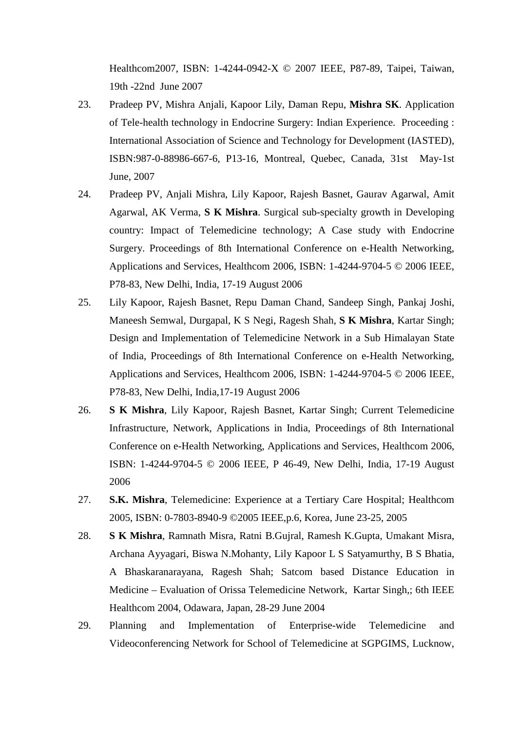Healthcom2007, ISBN: 1-4244-0942-X © 2007 IEEE, P87-89, Taipei, Taiwan, 19th -22nd June 2007

23. Pradeep PV, Mishra Anjali, Kapoor Lily, Daman Repu, **Mishra SK**. Application of Tele-health technology in Endocrine Surgery: Indian Experience. Proceeding : International Association of Science and Technology for Development (IASTED), ISBN:987-0-88986-667-6, P13-16, Montreal, Quebec, Canada, 31st May-1st June, 2007

24. Pradeep PV, Anjali Mishra, Lily Kapoor, Rajesh Basnet, Gaurav Agarwal, Amit Agarwal, AK Verma, **S K Mishra**. Surgical sub-specialty growth in Developing country: Impact of Telemedicine technology; A Case study with Endocrine Surgery. Proceedings of 8th International Conference on e-Health Networking, Applications and Services, Healthcom 2006, ISBN: 1-4244-9704-5 © 2006 IEEE, P78-83, New Delhi, India, 17-19 August 2006

25. Lily Kapoor, Rajesh Basnet, Repu Daman Chand, Sandeep Singh, Pankaj Joshi, Maneesh Semwal, Durgapal, K S Negi, Ragesh Shah, **S K Mishra**, Kartar Singh; Design and Implementation of Telemedicine Network in a Sub Himalayan State of India, Proceedings of 8th International Conference on e-Health Networking, Applications and Services, Healthcom 2006, ISBN: 1-4244-9704-5 © 2006 IEEE, P78-83, New Delhi, India,17-19 August 2006

26. **S K Mishra**, Lily Kapoor, Rajesh Basnet, Kartar Singh; Current Telemedicine Infrastructure, Network, Applications in India, Proceedings of 8th International Conference on e-Health Networking, Applications and Services, Healthcom 2006, ISBN: 1-4244-9704-5 © 2006 IEEE, P 46-49, New Delhi, India, 17-19 August 2006

27. **S.K. Mishra**, Telemedicine: Experience at a Tertiary Care Hospital; Healthcom 2005, ISBN: 0-7803-8940-9 ©2005 IEEE,p.6, Korea, June 23-25, 2005

28. **S K Mishra**, Ramnath Misra, Ratni B.Gujral, Ramesh K.Gupta, Umakant Misra, Archana Ayyagari, Biswa N.Mohanty, Lily Kapoor L S Satyamurthy, B S Bhatia, A Bhaskaranarayana, Ragesh Shah; Satcom based Distance Education in Medicine – Evaluation of Orissa Telemedicine Network, Kartar Singh,; 6th IEEE Healthcom 2004, Odawara, Japan, 28-29 June 2004

29. Planning and Implementation of Enterprise-wide Telemedicine and Videoconferencing Network for School of Telemedicine at SGPGIMS, Lucknow,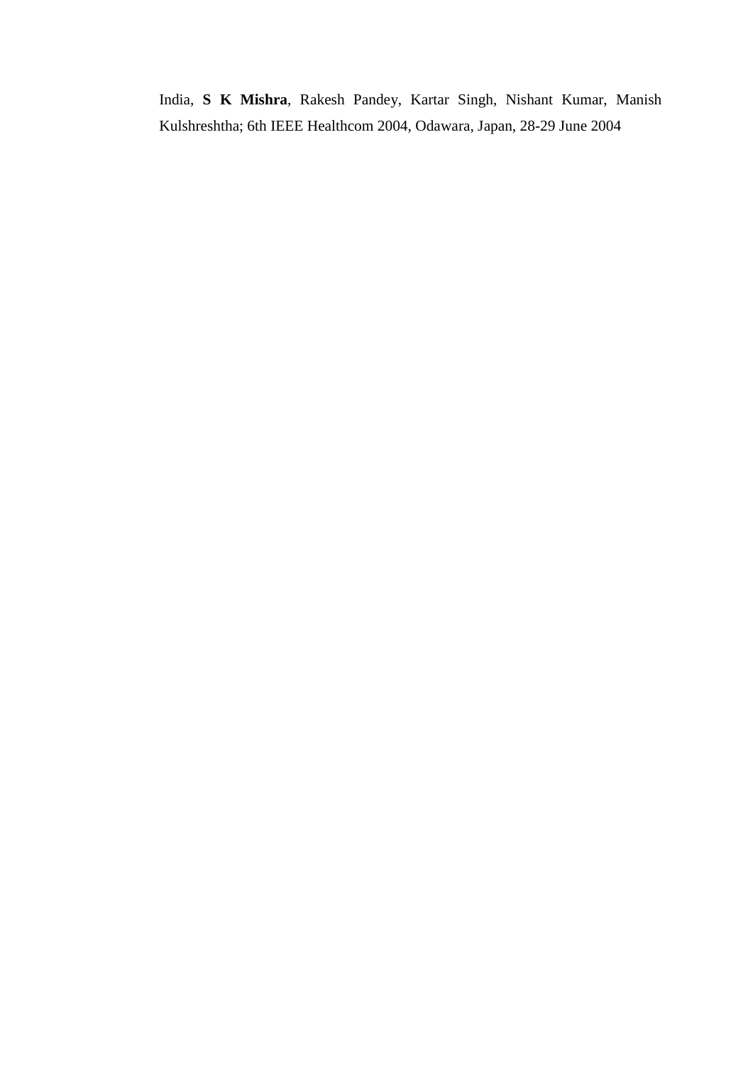India, **S K Mishra**, Rakesh Pandey, Kartar Singh, Nishant Kumar, Manish Kulshreshtha; 6th IEEE Healthcom 2004, Odawara, Japan, 28-29 June 2004